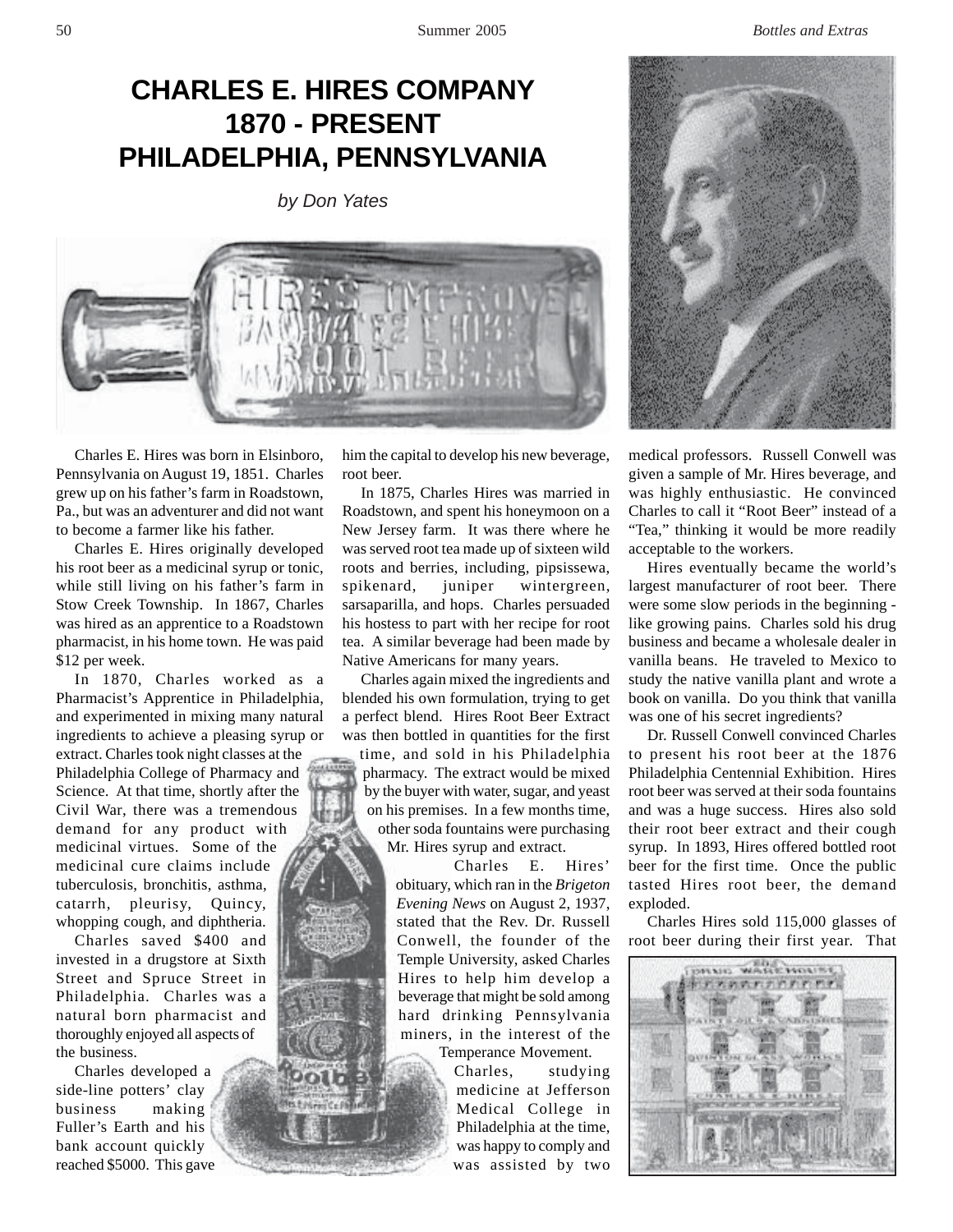# CHARLES E. HIRES COMPANY
# 1870 - PRESENT
# PHILADELPHIA, PENNSYLVANIA

*by Don Yates*

Charles E. Hires was born in Elsinboro, Pennsylvania on August 19, 1851. Charles grew up on his father's farm in Roadstown, Pa., but was an adventurer and did not want to become a farmer like his father.

Charles E. Hires originally developed his root beer as a medicinal syrup or tonic, while still living on his father's farm in Stow Creek Township. In 1867, Charles was hired as an apprentice to a Roadstown pharmacist, in his home town. He was paid $12 per week.

In 1870, Charles worked as a Pharmacist's Apprentice in Philadelphia, and experimented in mixing many natural ingredients to achieve a pleasing syrup or extract. Charles took night classes at the Philadelphia College of Pharmacy and Science. At that time, shortly after the Civil War, there was a tremendous demand for any product with medicinal virtues. Some of the medicinal cure claims include tuberculosis, bronchitis, asthma, catarrh, pleurisy, Quincy, whopping cough, and diphtheria.

Charles saved $400 and invested in a drugstore at Sixth Street and Spruce Street in Philadelphia. Charles was a natural born pharmacist and thoroughly enjoyed all aspects of the business.

Charles developed a side-line potters' clay business making Fuller's Earth and his bank account quickly reached $5000. This gave him the capital to develop his new beverage, root beer.

In 1875, Charles Hires was married in Roadstown, and spent his honeymoon on a New Jersey farm. It was there where he was served root tea made up of sixteen wild roots and berries, including, pipsissewa, spikenard, juniper wintergreen, sarsaparilla, and hops. Charles persuaded his hostess to part with her recipe for root tea. A similar beverage had been made by Native Americans for many years.

Charles again mixed the ingredients and blended his own formulation, trying to get a perfect blend. Hires Root Beer Extract was then bottled in quantities for the first time, and sold in his Philadelphia pharmacy. The extract would be mixed by the buyer with water, sugar, and yeast on his premises. In a few months time, other soda fountains were purchasing Mr. Hires syrup and extract.

Charles E. Hires' obituary, which ran in the *Brigeton Evening News* on August 2, 1937, stated that the Rev. Dr. Russell Conwell, the founder of the Temple University, asked Charles Hires to help him develop a beverage that might be sold among hard drinking Pennsylvania miners, in the interest of the Temperance Movement.

Charles, studying medicine at Jefferson Medical College in Philadelphia at the time, was happy to comply and was assisted by two medical professors. Russell Conwell was given a sample of Mr. Hires beverage, and was highly enthusiastic. He convinced Charles to call it "Root Beer" instead of a "Tea," thinking it would be more readily acceptable to the workers.

Hires eventually became the world's largest manufacturer of root beer. There were some slow periods in the beginning - like growing pains. Charles sold his drug business and became a wholesale dealer in vanilla beans. He traveled to Mexico to study the native vanilla plant and wrote a book on vanilla. Do you think that vanilla was one of his secret ingredients?

Dr. Russell Conwell convinced Charles to present his root beer at the 1876 Philadelphia Centennial Exhibition. Hires root beer was served at their soda fountains and was a huge success. Hires also sold their root beer extract and their cough syrup. In 1893, Hires offered bottled root beer for the first time. Once the public tasted Hires root beer, the demand exploded.

Charles Hires sold 115,000 glasses of root beer during their first year. That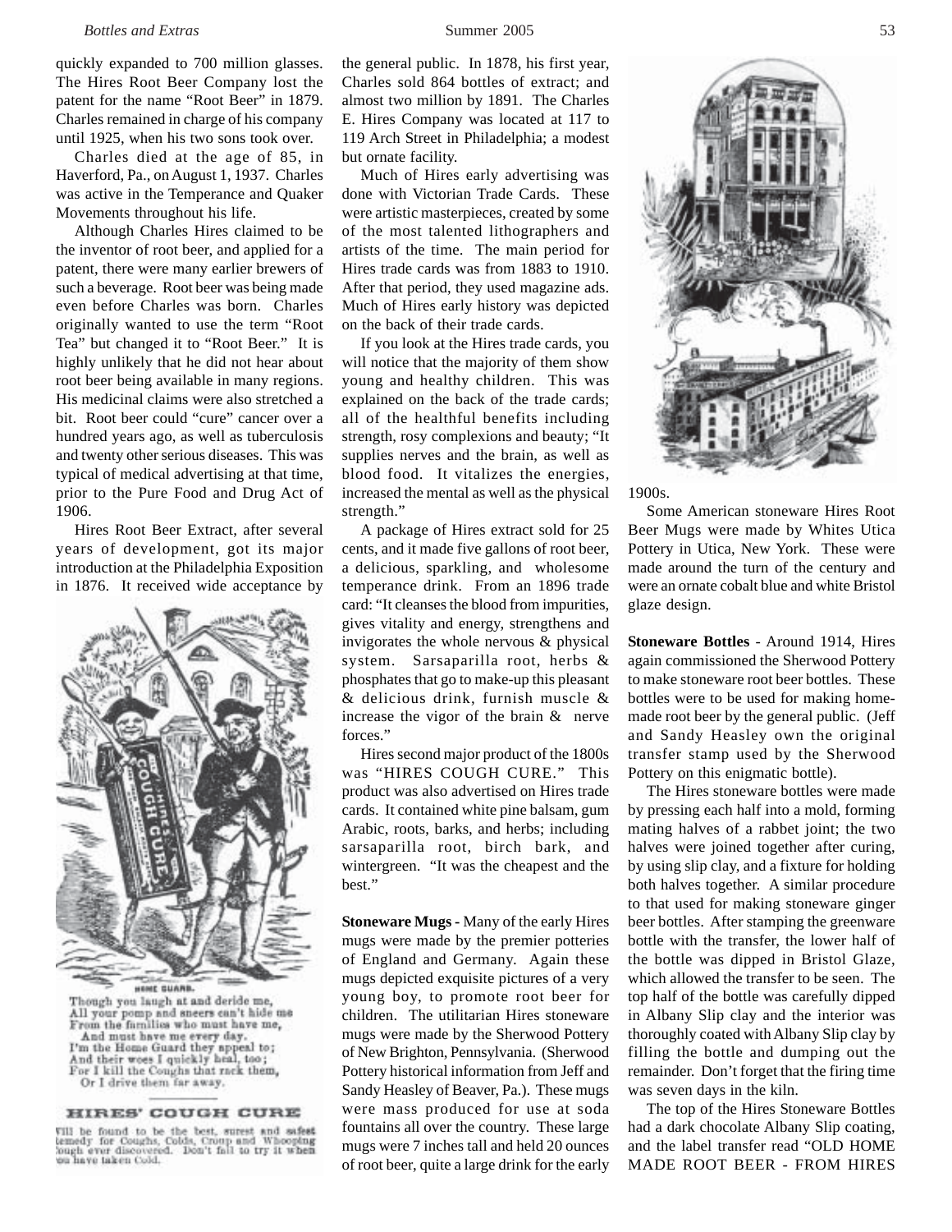quickly expanded to 700 million glasses. The Hires Root Beer Company lost the patent for the name "Root Beer" in 1879. Charles remained in charge of his company until 1925, when his two sons took over.

Charles died at the age of 85, in Haverford, Pa., on August 1, 1937. Charles was active in the Temperance and Quaker Movements throughout his life.

Although Charles Hires claimed to be the inventor of root beer, and applied for a patent, there were many earlier brewers of such a beverage. Root beer was being made even before Charles was born. Charles originally wanted to use the term "Root Tea" but changed it to "Root Beer." It is highly unlikely that he did not hear about root beer being available in many regions. His medicinal claims were also stretched a bit. Root beer could "cure" cancer over a hundred years ago, as well as tuberculosis and twenty other serious diseases. This was typical of medical advertising at that time, prior to the Pure Food and Drug Act of 1906.

Hires Root Beer Extract, after several years of development, got its major introduction at the Philadelphia Exposition in 1876. It received wide acceptance by the general public. In 1878, his first year, Charles sold 864 bottles of extract; and almost two million by 1891. The Charles E. Hires Company was located at 117 to 119 Arch Street in Philadelphia; a modest but ornate facility.

HOME GUARD.

Though you laugh at and deride me,
All your pomp and sneers can't hide me
From the families who must have me,
And must have me every day.
I'm the Home Guard they appeal to;
And their woes I quickly heal, too;
For I kill the Coughs that rack them,
Or I drive them far away.

HIRES' COUGH CURE

Will be found to be the best, surest and safest Remedy for Coughs, Colds, Croup and Whooping Cough ever discovered. Don't fail to try it when you have taken Cold.

Much of Hires early advertising was done with Victorian Trade Cards. These were artistic masterpieces, created by some of the most talented lithographers and artists of the time. The main period for Hires trade cards was from 1883 to 1910. After that period, they used magazine ads. Much of Hires early history was depicted on the back of their trade cards.

If you look at the Hires trade cards, you will notice that the majority of them show young and healthy children. This was explained on the back of the trade cards; all of the healthful benefits including strength, rosy complexions and beauty; "It supplies nerves and the brain, as well as blood food. It vitalizes the energies, increased the mental as well as the physical strength."

A package of Hires extract sold for 25 cents, and it made five gallons of root beer, a delicious, sparkling, and wholesome temperance drink. From an 1896 trade card: "It cleanses the blood from impurities, gives vitality and energy, strengthens and invigorates the whole nervous & physical system. Sarsaparilla root, herbs & phosphates that go to make-up this pleasant & delicious drink, furnish muscle & increase the vigor of the brain & nerve forces."

Hires second major product of the 1800s was "HIRES COUGH CURE." This product was also advertised on Hires trade cards. It contained white pine balsam, gum Arabic, roots, barks, and herbs; including sarsaparilla root, birch bark, and wintergreen. "It was the cheapest and the best."

**Stoneware Mugs** - Many of the early Hires mugs were made by the premier potteries of England and Germany. Again these mugs depicted exquisite pictures of a very young boy, to promote root beer for children. The utilitarian Hires stoneware mugs were made by the Sherwood Pottery of New Brighton, Pennsylvania. (Sherwood Pottery historical information from Jeff and Sandy Heasley of Beaver, Pa.). These mugs were mass produced for use at soda fountains all over the country. These large mugs were 7 inches tall and held 20 ounces of root beer, quite a large drink for the early 1900s.

Some American stoneware Hires Root Beer Mugs were made by Whites Utica Pottery in Utica, New York. These were made around the turn of the century and were an ornate cobalt blue and white Bristol glaze design.

**Stoneware Bottles** - Around 1914, Hires again commissioned the Sherwood Pottery to make stoneware root beer bottles. These bottles were to be used for making home-made root beer by the general public. (Jeff and Sandy Heasley own the original transfer stamp used by the Sherwood Pottery on this enigmatic bottle).

The Hires stoneware bottles were made by pressing each half into a mold, forming mating halves of a rabbet joint; the two halves were joined together after curing, by using slip clay, and a fixture for holding both halves together. A similar procedure to that used for making stoneware ginger beer bottles. After stamping the greenware bottle with the transfer, the lower half of the bottle was dipped in Bristol Glaze, which allowed the transfer to be seen. The top half of the bottle was carefully dipped in Albany Slip clay and the interior was thoroughly coated with Albany Slip clay by filling the bottle and dumping out the remainder. Don't forget that the firing time was seven days in the kiln.

The top of the Hires Stoneware Bottles had a dark chocolate Albany Slip coating, and the label transfer read "OLD HOME MADE ROOT BEER - FROM HIRES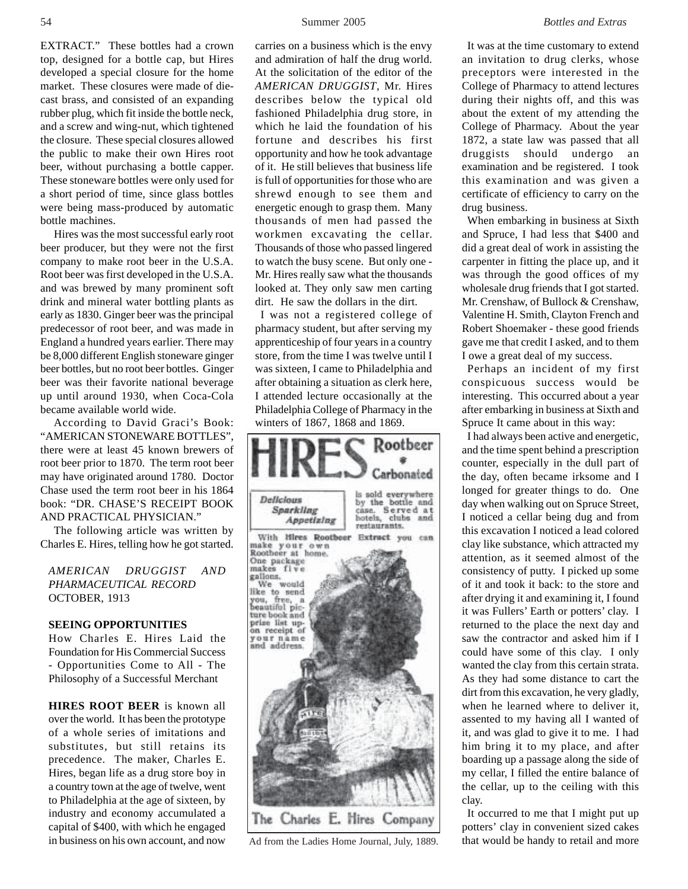EXTRACT." These bottles had a crown top, designed for a bottle cap, but Hires developed a special closure for the home market. These closures were made of die-cast brass, and consisted of an expanding rubber plug, which fit inside the bottle neck, and a screw and wing-nut, which tightened the closure. These special closures allowed the public to make their own Hires root beer, without purchasing a bottle capper. These stoneware bottles were only used for a short period of time, since glass bottles were being mass-produced by automatic bottle machines.

Hires was the most successful early root beer producer, but they were not the first company to make root beer in the U.S.A. Root beer was first developed in the U.S.A. and was brewed by many prominent soft drink and mineral water bottling plants as early as 1830. Ginger beer was the principal predecessor of root beer, and was made in England a hundred years earlier. There may be 8,000 different English stoneware ginger beer bottles, but no root beer bottles. Ginger beer was their favorite national beverage up until around 1930, when Coca-Cola became available world wide.

According to David Graci's Book: "AMERICAN STONEWARE BOTTLES", there were at least 45 known brewers of root beer prior to 1870. The term root beer may have originated around 1780. Doctor Chase used the term root beer in his 1864 book: "DR. CHASE'S RECEIPT BOOK AND PRACTICAL PHYSICIAN."

The following article was written by Charles E. Hires, telling how he got started.

*AMERICAN DRUGGIST AND PHARMACEUTICAL RECORD*
OCTOBER, 1913

**SEEING OPPORTUNITIES**
How Charles E. Hires Laid the Foundation for His Commercial Success - Opportunities Come to All - The Philosophy of a Successful Merchant

**HIRES ROOT BEER** is known all over the world. It has been the prototype of a whole series of imitations and substitutes, but still retains its precedence. The maker, Charles E. Hires, began life as a drug store boy in a country town at the age of twelve, went to Philadelphia at the age of sixteen, by industry and economy accumulated a capital of $400, with which he engaged in business on his own account, and now carries on a business which is the envy and admiration of half the drug world. At the solicitation of the editor of the *AMERICAN DRUGGIST*, Mr. Hires describes below the typical old fashioned Philadelphia drug store, in which he laid the foundation of his fortune and describes his first opportunity and how he took advantage of it. He still believes that business life is full of opportunities for those who are shrewd enough to see them and energetic enough to grasp them. Many thousands of men had passed the workmen excavating the cellar. Thousands of those who passed lingered to watch the busy scene. But only one - Mr. Hires really saw what the thousands looked at. They only saw men carting dirt. He saw the dollars in the dirt.

I was not a registered college of pharmacy student, but after serving my apprenticeship of four years in a country store, from the time I was twelve until I was sixteen, I came to Philadelphia and after obtaining a situation as clerk here, I attended lecture occasionally at the Philadelphia College of Pharmacy in the winters of 1867, 1868 and 1869.

HIRES Rootbeer Carbonated

Delicious Sparkling Appetizing

is sold everywhere by the bottle and case. Served at hotels, clubs and restaurants.

With Hires Rootbeer Extract you can make your own Rootbeer at home. One package makes five gallons.

We would like to send you, free, a beautiful picture book and prize list upon receipt of your name and address.

The Charles E. Hires Company

Ad from the Ladies Home Journal, July, 1889.

It was at the time customary to extend an invitation to drug clerks, whose preceptors were interested in the College of Pharmacy to attend lectures during their nights off, and this was about the extent of my attending the College of Pharmacy. About the year 1872, a state law was passed that all druggists should undergo an examination and be registered. I took this examination and was given a certificate of efficiency to carry on the drug business.

When embarking in business at Sixth and Spruce, I had less that $400 and did a great deal of work in assisting the carpenter in fitting the place up, and it was through the good offices of my wholesale drug friends that I got started. Mr. Crenshaw, of Bullock & Crenshaw, Valentine H. Smith, Clayton French and Robert Shoemaker - these good friends gave me that credit I asked, and to them I owe a great deal of my success.

Perhaps an incident of my first conspicuous success would be interesting. This occurred about a year after embarking in business at Sixth and Spruce It came about in this way:

I had always been active and energetic, and the time spent behind a prescription counter, especially in the dull part of the day, often became irksome and I longed for greater things to do. One day when walking out on Spruce Street, I noticed a cellar being dug and from this excavation I noticed a lead colored clay like substance, which attracted my attention, as it seemed almost of the consistency of putty. I picked up some of it and took it back: to the store and after drying it and examining it, I found it was Fullers' Earth or potters' clay. I returned to the place the next day and saw the contractor and asked him if I could have some of this clay. I only wanted the clay from this certain strata. As they had some distance to cart the dirt from this excavation, he very gladly, when he learned where to deliver it, assented to my having all I wanted of it, and was glad to give it to me. I had him bring it to my place, and after boarding up a passage along the side of my cellar, I filled the entire balance of the cellar, up to the ceiling with this clay.

It occurred to me that I might put up potters' clay in convenient sized cakes that would be handy to retail and more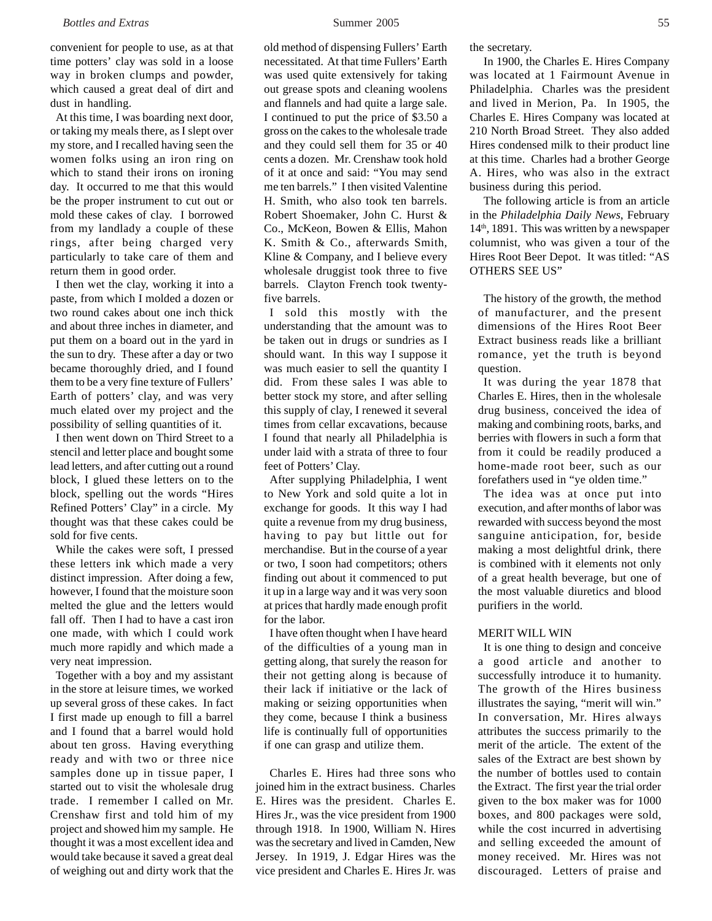convenient for people to use, as at that time potters' clay was sold in a loose way in broken clumps and powder, which caused a great deal of dirt and dust in handling.

At this time, I was boarding next door, or taking my meals there, as I slept over my store, and I recalled having seen the women folks using an iron ring on which to stand their irons on ironing day. It occurred to me that this would be the proper instrument to cut out or mold these cakes of clay. I borrowed from my landlady a couple of these rings, after being charged very particularly to take care of them and return them in good order.

I then wet the clay, working it into a paste, from which I molded a dozen or two round cakes about one inch thick and about three inches in diameter, and put them on a board out in the yard in the sun to dry. These after a day or two became thoroughly dried, and I found them to be a very fine texture of Fullers' Earth of potters' clay, and was very much elated over my project and the possibility of selling quantities of it.

I then went down on Third Street to a stencil and letter place and bought some lead letters, and after cutting out a round block, I glued these letters on to the block, spelling out the words "Hires Refined Potters' Clay" in a circle. My thought was that these cakes could be sold for five cents.

While the cakes were soft, I pressed these letters ink which made a very distinct impression. After doing a few, however, I found that the moisture soon melted the glue and the letters would fall off. Then I had to have a cast iron one made, with which I could work much more rapidly and which made a very neat impression.

Together with a boy and my assistant in the store at leisure times, we worked up several gross of these cakes. In fact I first made up enough to fill a barrel and I found that a barrel would hold about ten gross. Having everything ready and with two or three nice samples done up in tissue paper, I started out to visit the wholesale drug trade. I remember I called on Mr. Crenshaw first and told him of my project and showed him my sample. He thought it was a most excellent idea and would take because it saved a great deal of weighing out and dirty work that the old method of dispensing Fullers' Earth necessitated. At that time Fullers' Earth was used quite extensively for taking out grease spots and cleaning woolens and flannels and had quite a large sale. I continued to put the price of $3.50 a gross on the cakes to the wholesale trade and they could sell them for 35 or 40 cents a dozen. Mr. Crenshaw took hold of it at once and said: "You may send me ten barrels." I then visited Valentine H. Smith, who also took ten barrels. Robert Shoemaker, John C. Hurst & Co., McKeon, Bowen & Ellis, Mahon K. Smith & Co., afterwards Smith, Kline & Company, and I believe every wholesale druggist took three to five barrels. Clayton French took twenty-five barrels.

I sold this mostly with the understanding that the amount was to be taken out in drugs or sundries as I should want. In this way I suppose it was much easier to sell the quantity I did. From these sales I was able to better stock my store, and after selling this supply of clay, I renewed it several times from cellar excavations, because I found that nearly all Philadelphia is under laid with a strata of three to four feet of Potters' Clay.

After supplying Philadelphia, I went to New York and sold quite a lot in exchange for goods. It this way I had quite a revenue from my drug business, having to pay but little out for merchandise. But in the course of a year or two, I soon had competitors; others finding out about it commenced to put it up in a large way and it was very soon at prices that hardly made enough profit for the labor.

I have often thought when I have heard of the difficulties of a young man in getting along, that surely the reason for their not getting along is because of their lack if initiative or the lack of making or seizing opportunities when they come, because I think a business life is continually full of opportunities if one can grasp and utilize them.

Charles E. Hires had three sons who joined him in the extract business. Charles E. Hires was the president. Charles E. Hires Jr., was the vice president from 1900 through 1918. In 1900, William N. Hires was the secretary and lived in Camden, New Jersey. In 1919, J. Edgar Hires was the vice president and Charles E. Hires Jr. was the secretary.

In 1900, the Charles E. Hires Company was located at 1 Fairmount Avenue in Philadelphia. Charles was the president and lived in Merion, Pa. In 1905, the Charles E. Hires Company was located at 210 North Broad Street. They also added Hires condensed milk to their product line at this time. Charles had a brother George A. Hires, who was also in the extract business during this period.

The following article is from an article in the *Philadelphia Daily News*, February 14th, 1891. This was written by a newspaper columnist, who was given a tour of the Hires Root Beer Depot. It was titled: "AS OTHERS SEE US"

> The history of the growth, the method of manufacturer, and the present dimensions of the Hires Root Beer Extract business reads like a brilliant romance, yet the truth is beyond question.
>
> It was during the year 1878 that Charles E. Hires, then in the wholesale drug business, conceived the idea of making and combining roots, barks, and berries with flowers in such a form that from it could be readily produced a home-made root beer, such as our forefathers used in "ye olden time."
>
> The idea was at once put into execution, and after months of labor was rewarded with success beyond the most sanguine anticipation, for, beside making a most delightful drink, there is combined with it elements not only of a great health beverage, but one of the most valuable diuretics and blood purifiers in the world.
>
> MERIT WILL WIN
>
> It is one thing to design and conceive a good article and another to successfully introduce it to humanity. The growth of the Hires business illustrates the saying, "merit will win." In conversation, Mr. Hires always attributes the success primarily to the merit of the article. The extent of the sales of the Extract are best shown by the number of bottles used to contain the Extract. The first year the trial order given to the box maker was for 1000 boxes, and 800 packages were sold, while the cost incurred in advertising and selling exceeded the amount of money received. Mr. Hires was not discouraged. Letters of praise and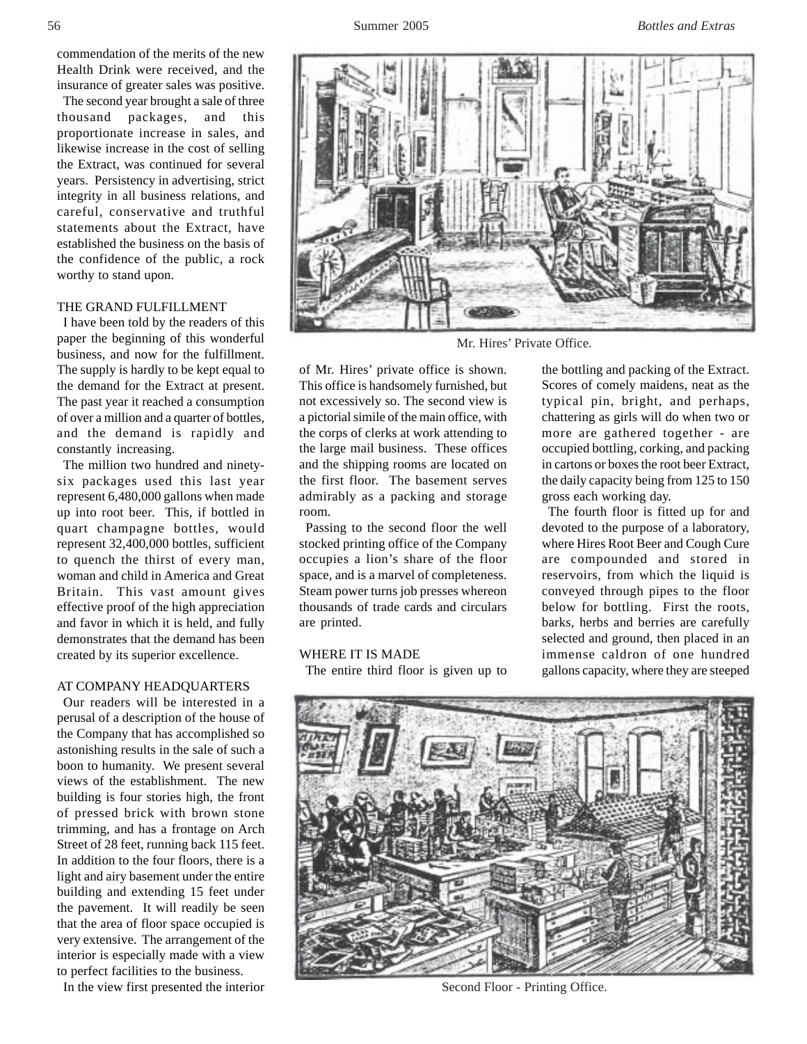commendation of the merits of the new Health Drink were received, and the insurance of greater sales was positive.

The second year brought a sale of three thousand packages, and this proportionate increase in sales, and likewise increase in the cost of selling the Extract, was continued for several years. Persistency in advertising, strict integrity in all business relations, and careful, conservative and truthful statements about the Extract, have established the business on the basis of the confidence of the public, a rock worthy to stand upon.

## THE GRAND FULFILLMENT

I have been told by the readers of this paper the beginning of this wonderful business, and now for the fulfillment. The supply is hardly to be kept equal to the demand for the Extract at present. The past year it reached a consumption of over a million and a quarter of bottles, and the demand is rapidly and constantly increasing.

The million two hundred and ninety-six packages used this last year represent 6,480,000 gallons when made up into root beer. This, if bottled in quart champagne bottles, would represent 32,400,000 bottles, sufficient to quench the thirst of every man, woman and child in America and Great Britain. This vast amount gives effective proof of the high appreciation and favor in which it is held, and fully demonstrates that the demand has been created by its superior excellence.

## AT COMPANY HEADQUARTERS

Our readers will be interested in a perusal of a description of the house of the Company that has accomplished so astonishing results in the sale of such a boon to humanity. We present several views of the establishment. The new building is four stories high, the front of pressed brick with brown stone trimming, and has a frontage on Arch Street of 28 feet, running back 115 feet. In addition to the four floors, there is a light and airy basement under the entire building and extending 15 feet under the pavement. It will readily be seen that the area of floor space occupied is very extensive. The arrangement of the interior is especially made with a view to perfect facilities to the business.

In the view first presented the interior of Mr. Hires' private office is shown. This office is handsomely furnished, but not excessively so. The second view is a pictorial simile of the main office, with the corps of clerks at work attending to the large mail business. These offices and the shipping rooms are located on the first floor. The basement serves admirably as a packing and storage room.

Mr. Hires' Private Office.

Passing to the second floor the well stocked printing office of the Company occupies a lion's share of the floor space, and is a marvel of completeness. Steam power turns job presses whereon thousands of trade cards and circulars are printed.

## WHERE IT IS MADE

The entire third floor is given up to the bottling and packing of the Extract. Scores of comely maidens, neat as the typical pin, bright, and perhaps, chattering as girls will do when two or more are gathered together - are occupied bottling, corking, and packing in cartons or boxes the root beer Extract, the daily capacity being from 125 to 150 gross each working day.

The fourth floor is fitted up for and devoted to the purpose of a laboratory, where Hires Root Beer and Cough Cure are compounded and stored in reservoirs, from which the liquid is conveyed through pipes to the floor below for bottling. First the roots, barks, herbs and berries are carefully selected and ground, then placed in an immense caldron of one hundred gallons capacity, where they are steeped

Second Floor - Printing Office.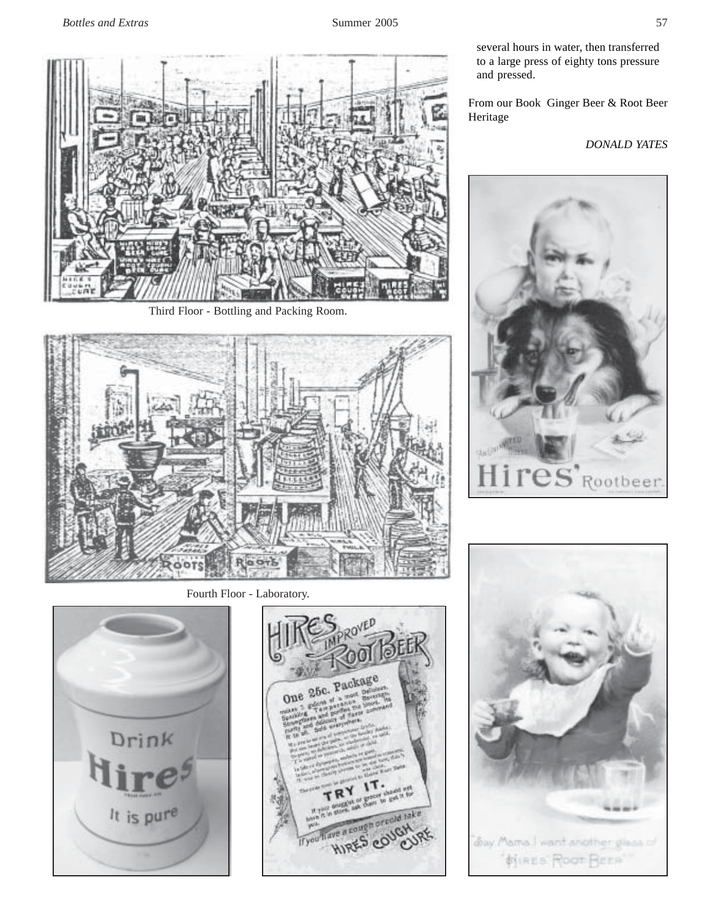several hours in water, then transferred to a large press of eighty tons pressure and pressed.

From our Book Ginger Beer & Root Beer Heritage

*DONALD YATES*

Third Floor - Bottling and Packing Room.

Fourth Floor - Laboratory.